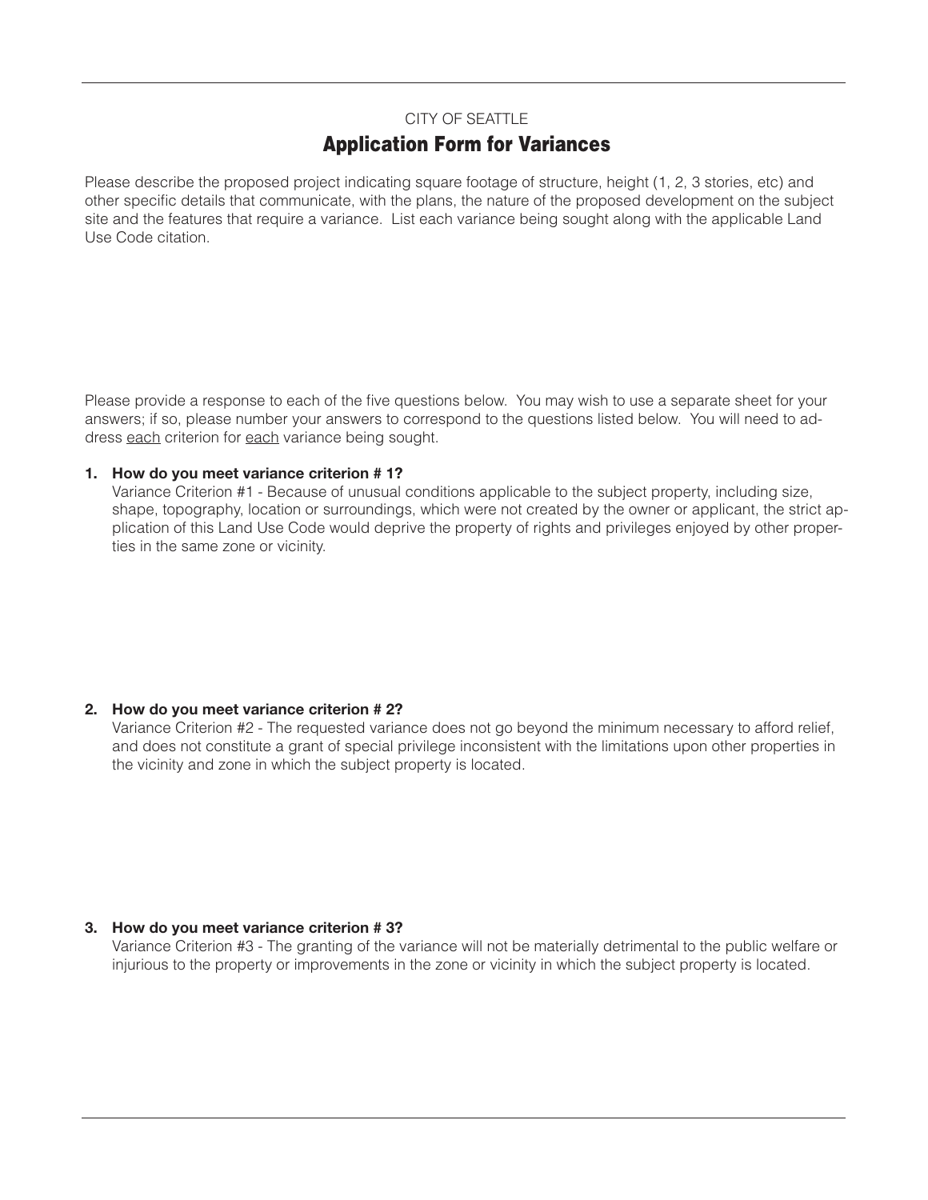CITY OF SEATTLE

# Application Form for Variances

Please describe the proposed project indicating square footage of structure, height (1, 2, 3 stories, etc) and other specific details that communicate, with the plans, the nature of the proposed development on the subject site and the features that require a variance. List each variance being sought along with the applicable Land Use Code citation.

Please provide a response to each of the five questions below. You may wish to use a separate sheet for your answers; if so, please number your answers to correspond to the questions listed below. You will need to address <u>each</u> criterion for <u>each</u> variance being sought.

1. **How do you meet variance criterion # 1?**
   Variance Criterion #1 - Because of unusual conditions applicable to the subject property, including size, shape, topography, location or surroundings, which were not created by the owner or applicant, the strict application of this Land Use Code would deprive the property of rights and privileges enjoyed by other properties in the same zone or vicinity.

2. **How do you meet variance criterion # 2?**
   Variance Criterion #2 - The requested variance does not go beyond the minimum necessary to afford relief, and does not constitute a grant of special privilege inconsistent with the limitations upon other properties in the vicinity and zone in which the subject property is located.

3. **How do you meet variance criterion # 3?**
   Variance Criterion #3 - The granting of the variance will not be materially detrimental to the public welfare or injurious to the property or improvements in the zone or vicinity in which the subject property is located.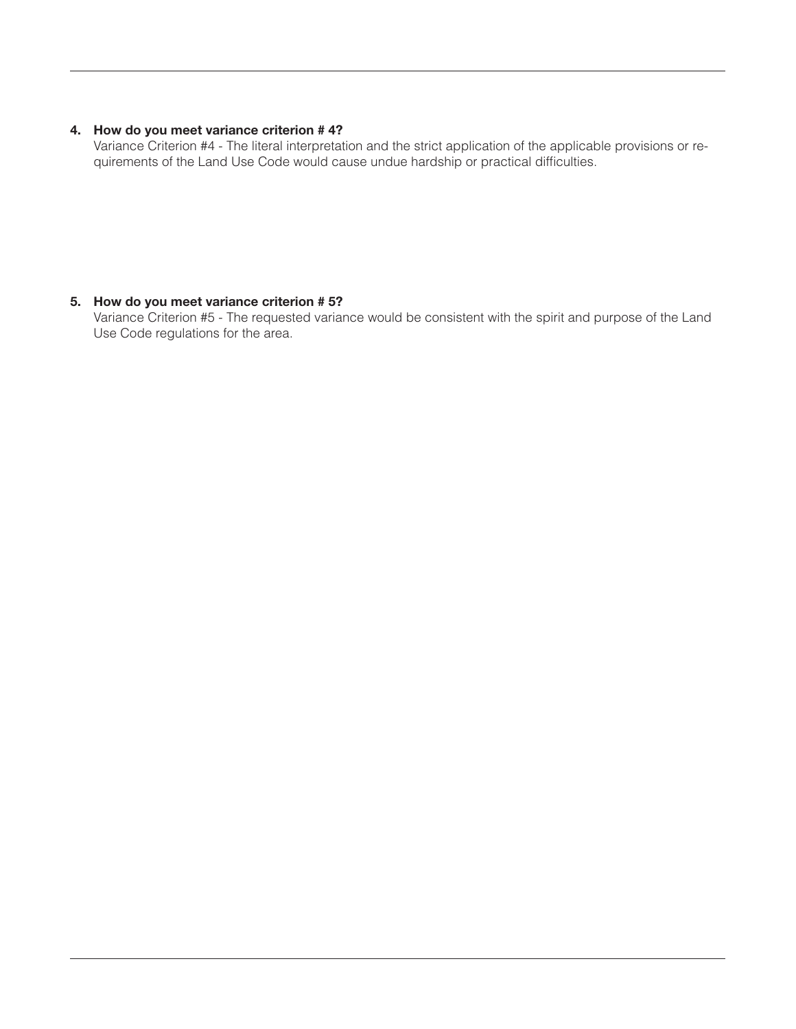**4. How do you meet variance criterion # 4?**

Variance Criterion #4 - The literal interpretation and the strict application of the applicable provisions or requirements of the Land Use Code would cause undue hardship or practical difficulties.

**5. How do you meet variance criterion # 5?**

Variance Criterion #5 - The requested variance would be consistent with the spirit and purpose of the Land Use Code regulations for the area.